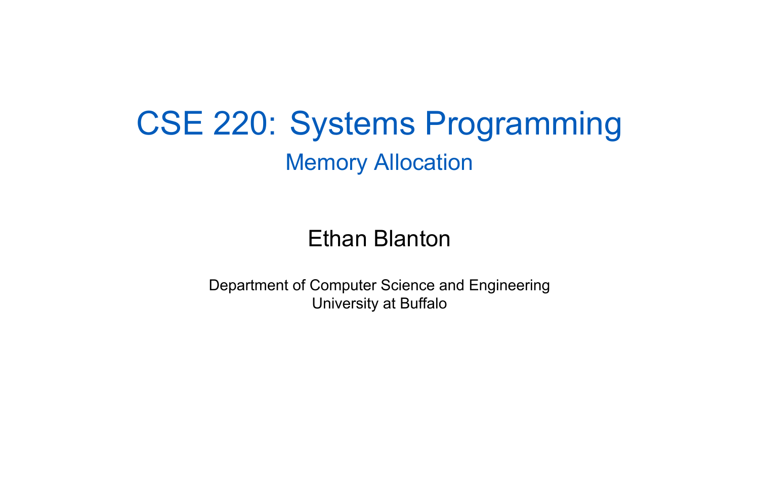# CSE 220: Systems Programming

## Memory Allocation

Ethan Blanton

Department of Computer Science and Engineering
University at Buffalo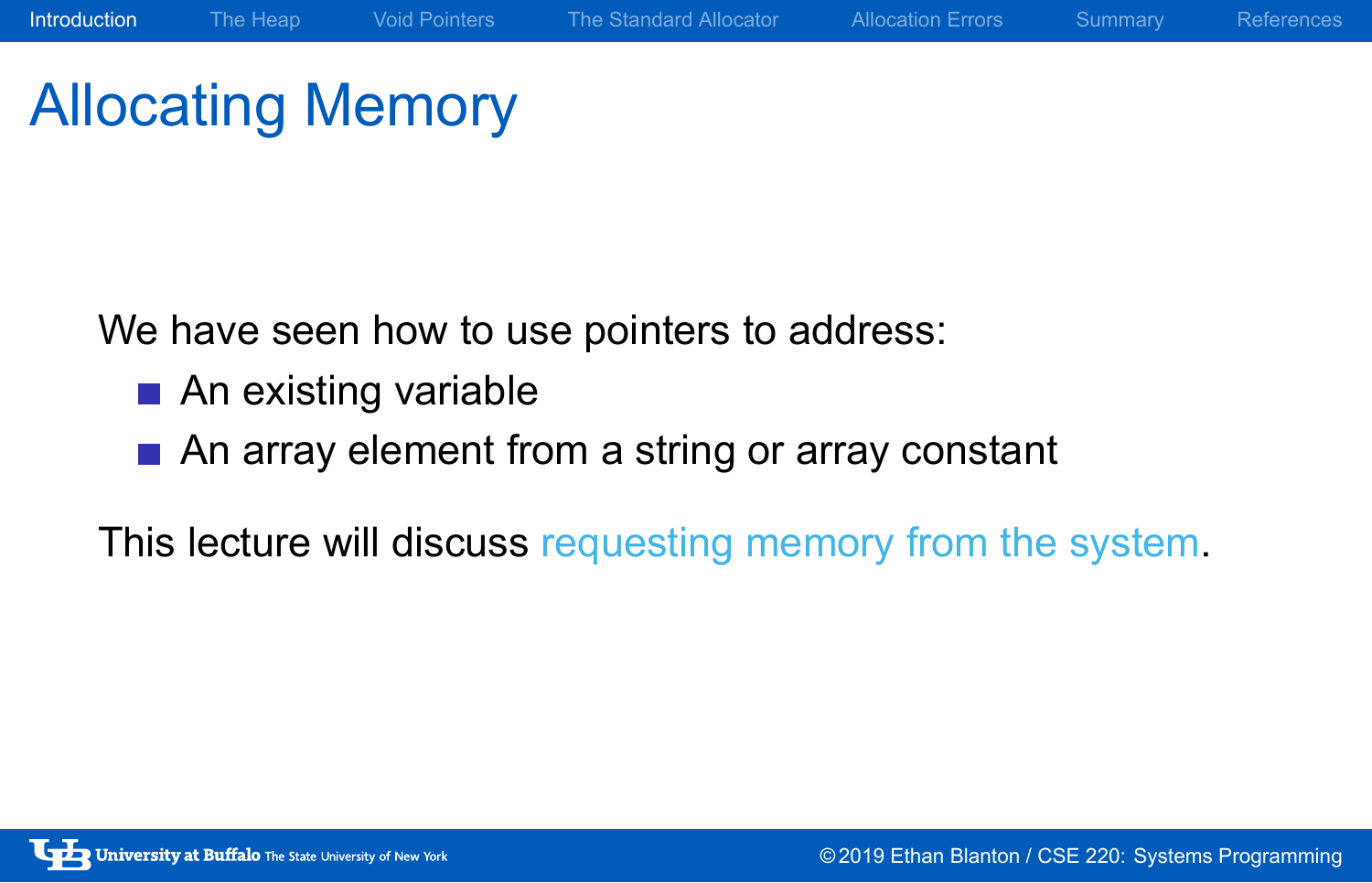# Allocating Memory

We have seen how to use pointers to address:

- An existing variable
- An array element from a string or array constant

This lecture will discuss requesting memory from the system.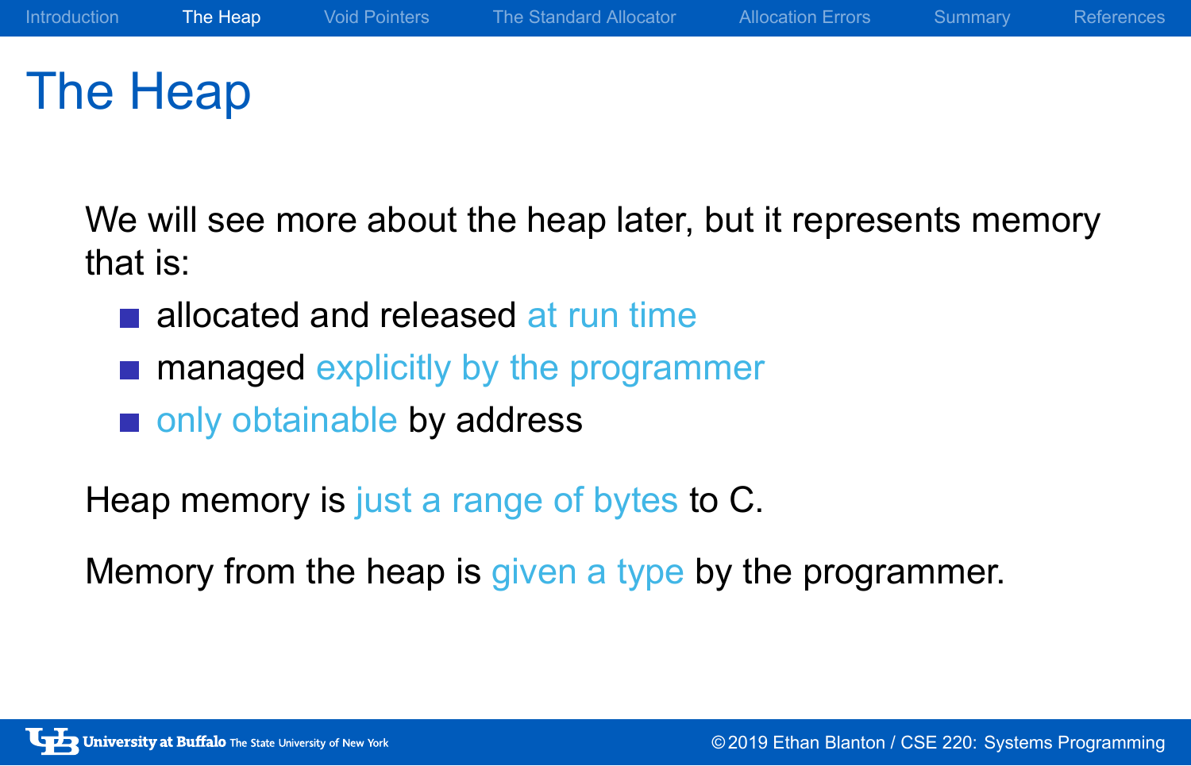# The Heap

We will see more about the heap later, but it represents memory that is:

- allocated and released at run time
- managed explicitly by the programmer
- only obtainable by address

Heap memory is just a range of bytes to C.

Memory from the heap is given a type by the programmer.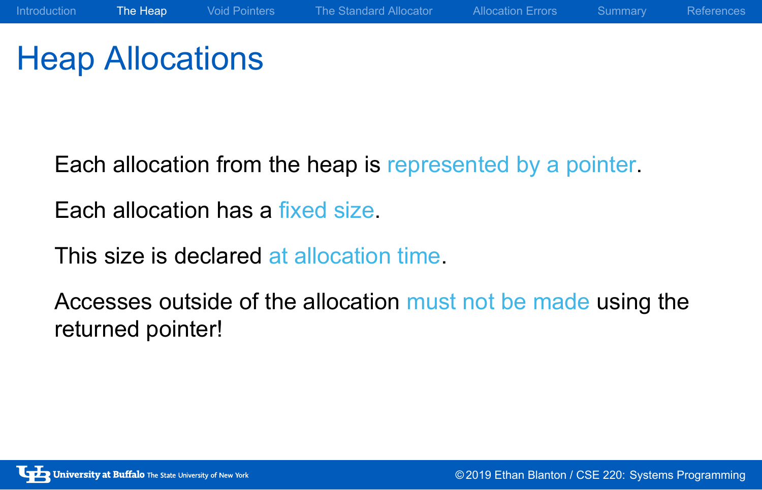# Heap Allocations

Each allocation from the heap is represented by a pointer.

Each allocation has a fixed size.

This size is declared at allocation time.

Accesses outside of the allocation must not be made using the returned pointer!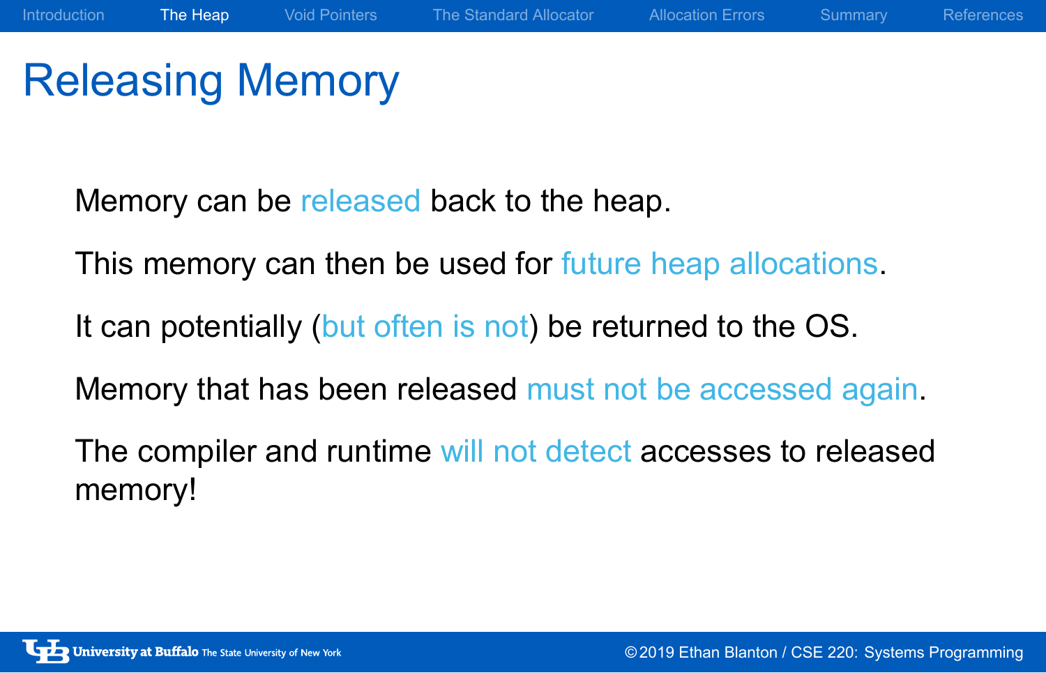# Releasing Memory

Memory can be released back to the heap.

This memory can then be used for future heap allocations.

It can potentially (but often is not) be returned to the OS.

Memory that has been released must not be accessed again.

The compiler and runtime will not detect accesses to released memory!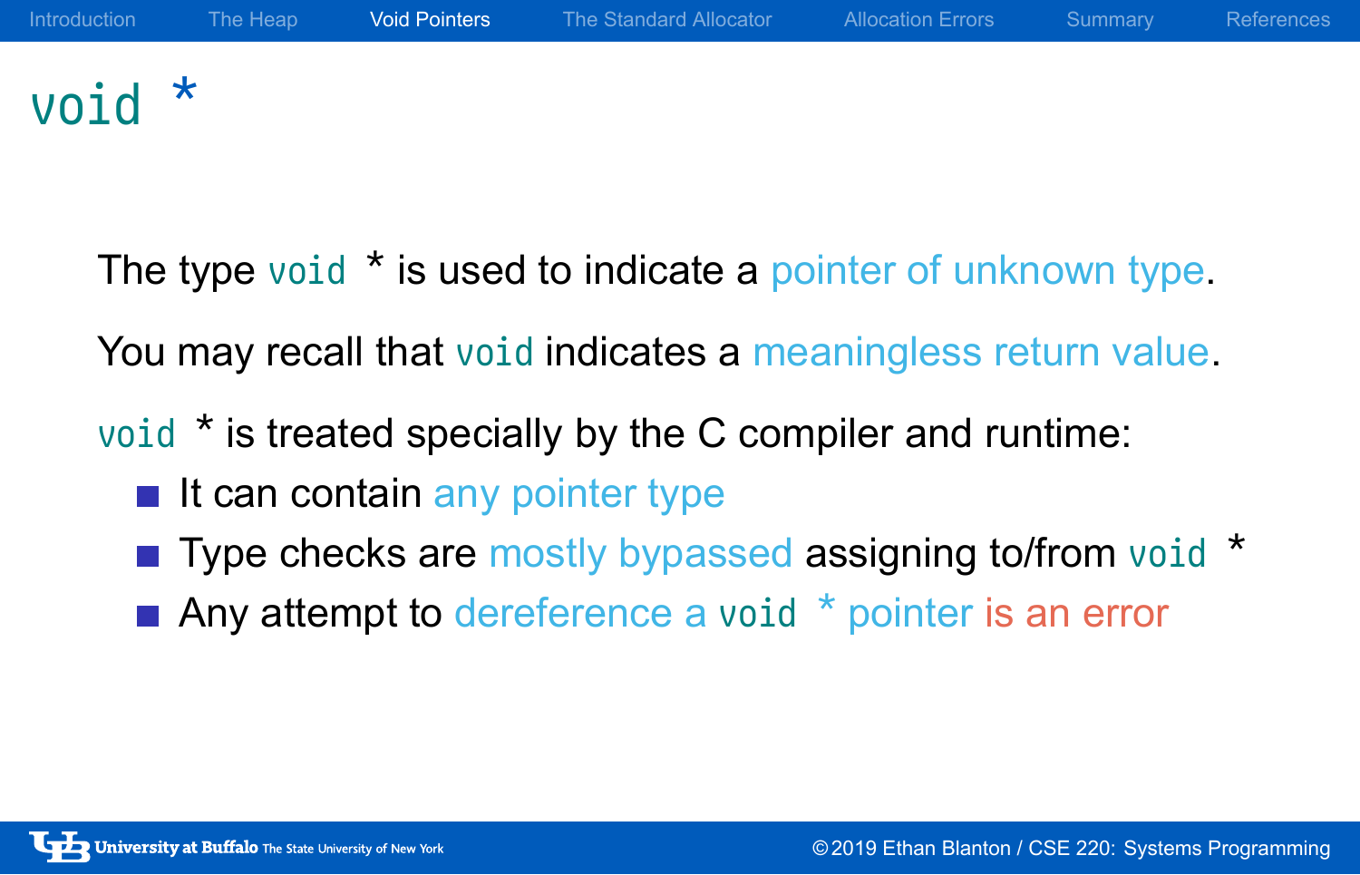# `void *`

The type `void *` is used to indicate a pointer of unknown type.

You may recall that `void` indicates a meaningless return value.

`void *` is treated specially by the C compiler and runtime:

- It can contain any pointer type
- Type checks are mostly bypassed assigning to/from `void *`
- Any attempt to dereference a `void *` pointer is an error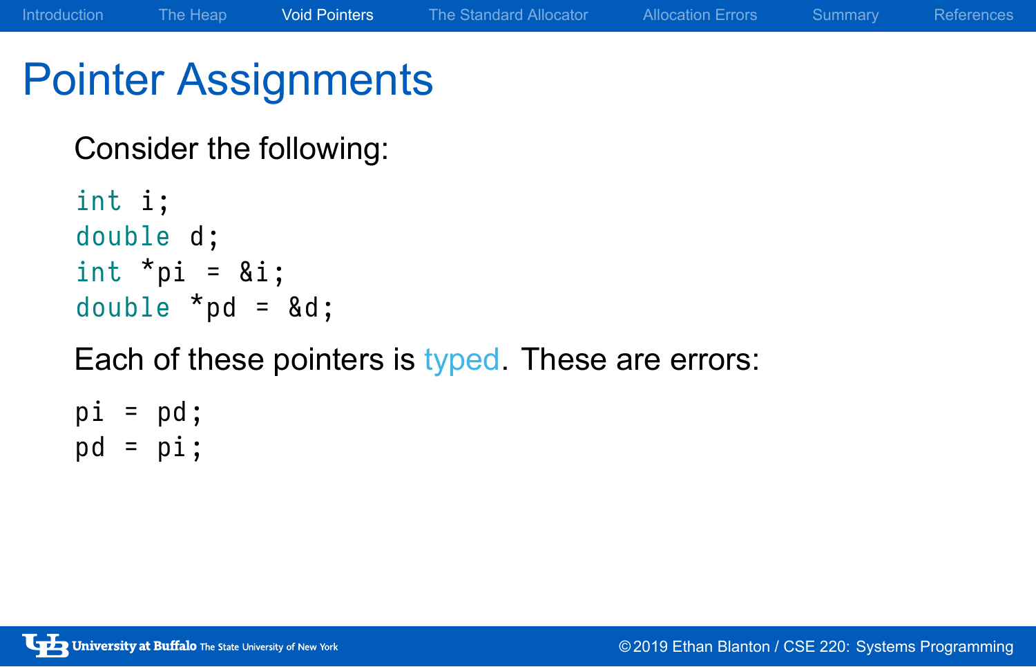# Pointer Assignments

Consider the following:

```
int i;
double d;
int *pi = &i;
double *pd = &d;
```

Each of these pointers is typed. These are errors:

```
pi = pd;
pd = pi;
```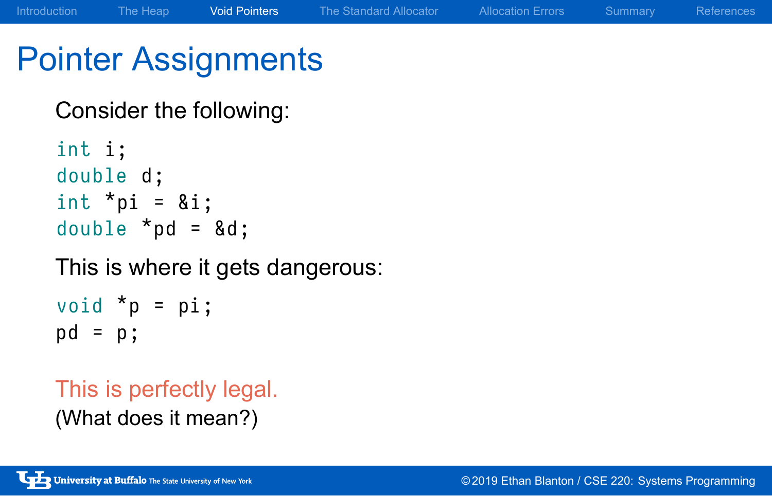# Pointer Assignments

Consider the following:

```
int i;
double d;
int *pi = &i;
double *pd = &d;
```

This is where it gets dangerous:

```
void *p = pi;
pd = p;
```

This is perfectly legal.

(What does it mean?)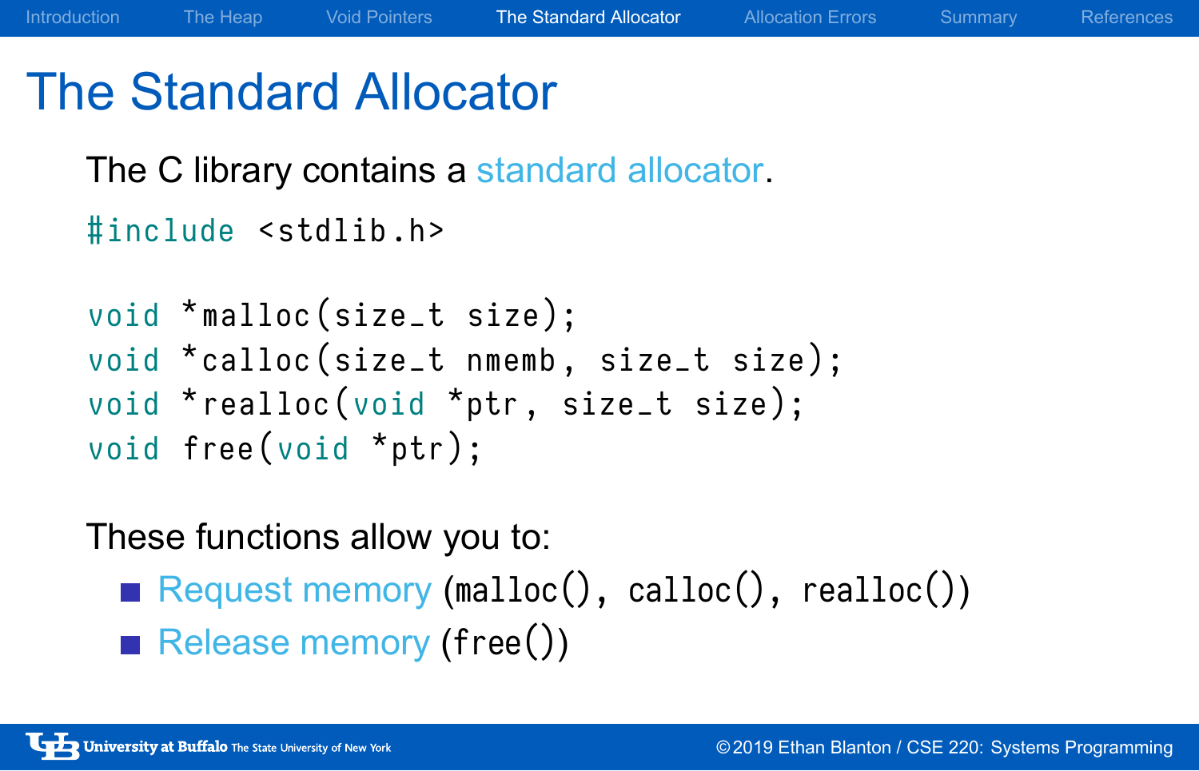# The Standard Allocator

The C library contains a standard allocator.

```
#include <stdlib.h>

void *malloc(size_t size);
void *calloc(size_t nmemb, size_t size);
void *realloc(void *ptr, size_t size);
void free(void *ptr);
```

These functions allow you to:

- Request memory (`malloc()`, `calloc()`, `realloc()`)
- Release memory (`free()`)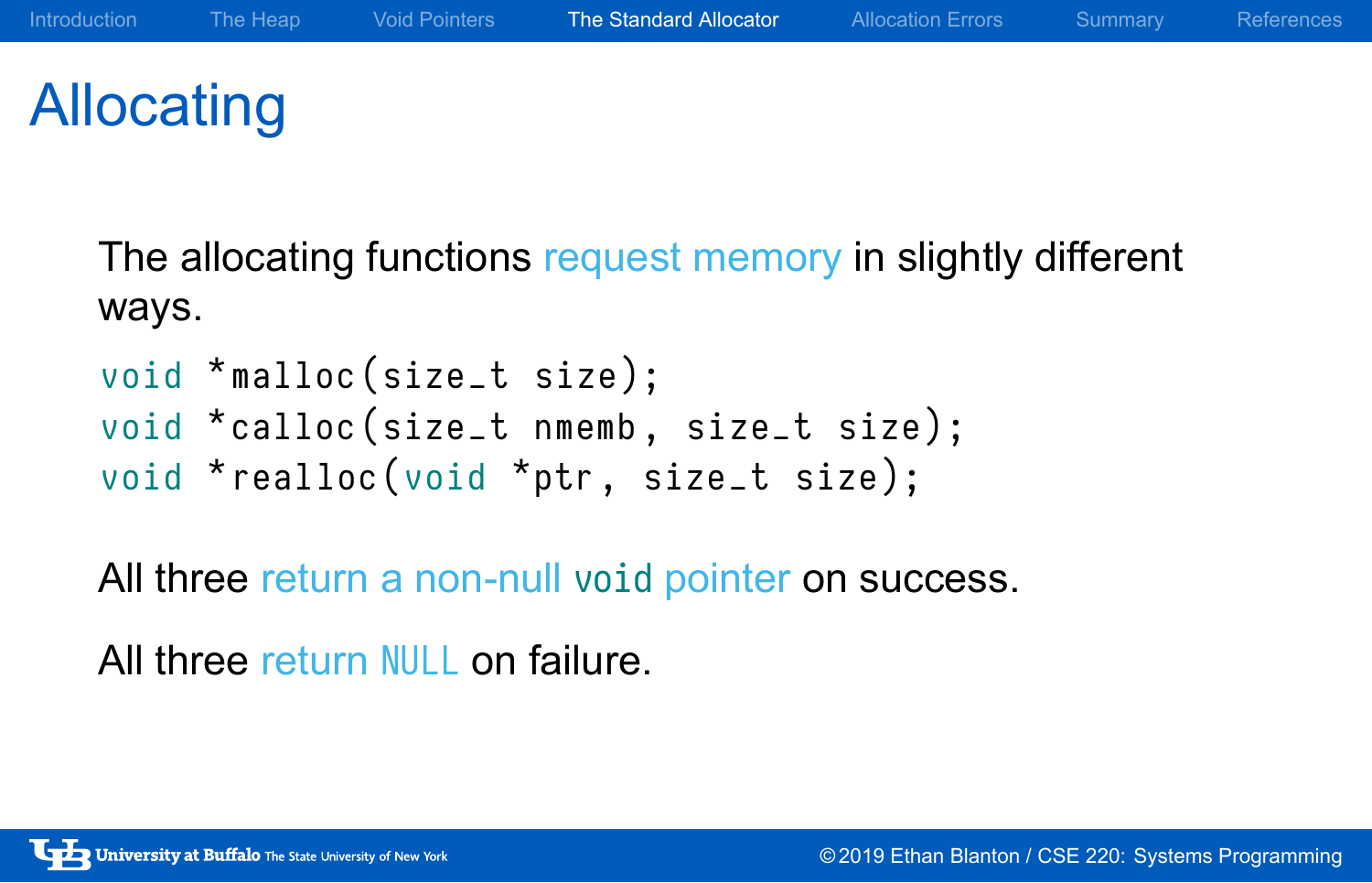# Allocating

The allocating functions request memory in slightly different ways.

```
void *malloc(size_t size);
void *calloc(size_t nmemb, size_t size);
void *realloc(void *ptr, size_t size);
```

All three return a non-null `void` pointer on success.

All three return `NULL` on failure.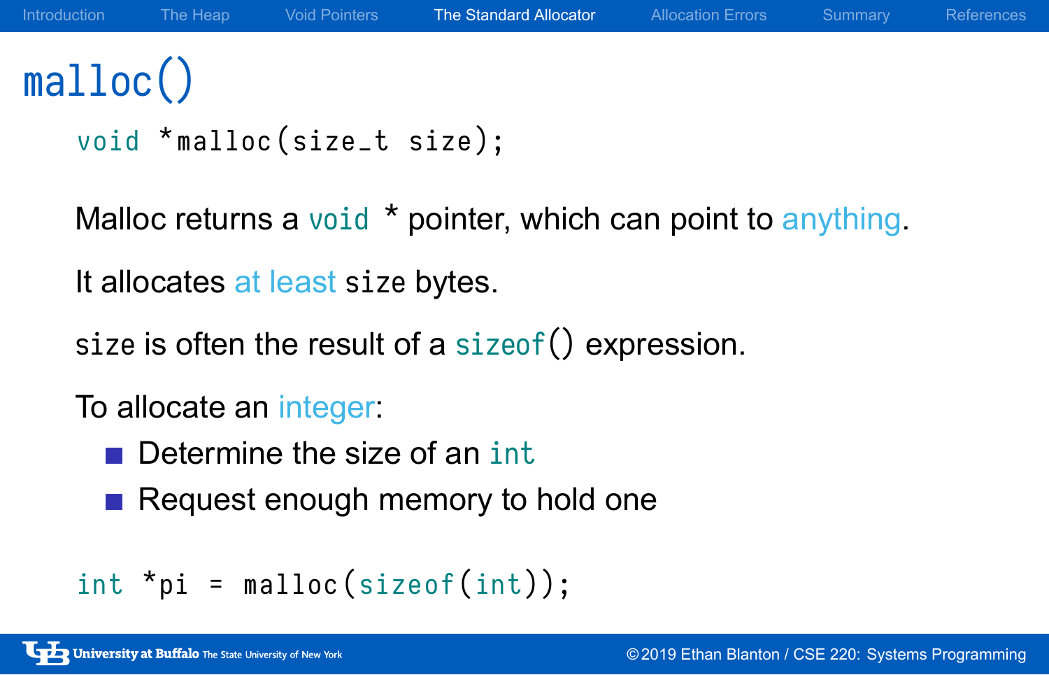# malloc()

```
void *malloc(size_t size);
```

Malloc returns a `void *` pointer, which can point to anything.

It allocates at least `size` bytes.

`size` is often the result of a `sizeof()` expression.

To allocate an integer:

- Determine the size of an `int`
- Request enough memory to hold one

```
int *pi = malloc(sizeof(int));
```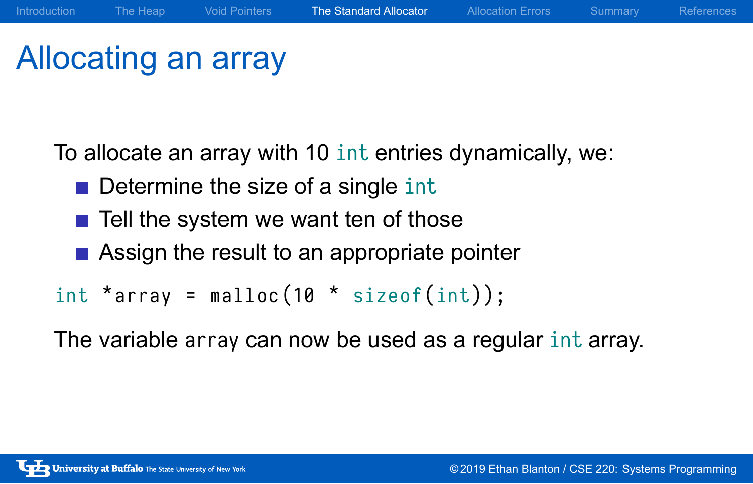# Allocating an array

To allocate an array with 10 `int` entries dynamically, we:

- Determine the size of a single `int`
- Tell the system we want ten of those
- Assign the result to an appropriate pointer

```
int *array = malloc(10 * sizeof(int));
```

The variable `array` can now be used as a regular `int` array.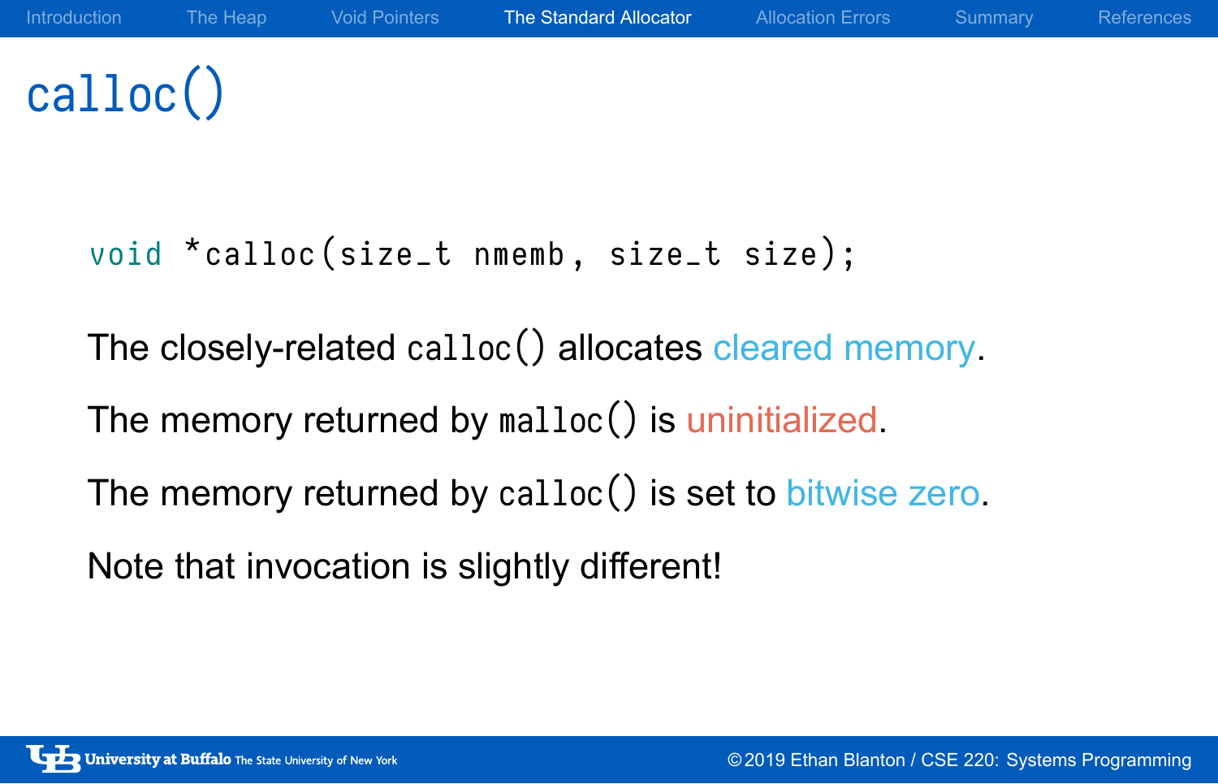# calloc()

```
void *calloc(size_t nmemb, size_t size);
```

The closely-related `calloc()` allocates cleared memory.

The memory returned by `malloc()` is uninitialized.

The memory returned by `calloc()` is set to bitwise zero.

Note that invocation is slightly different!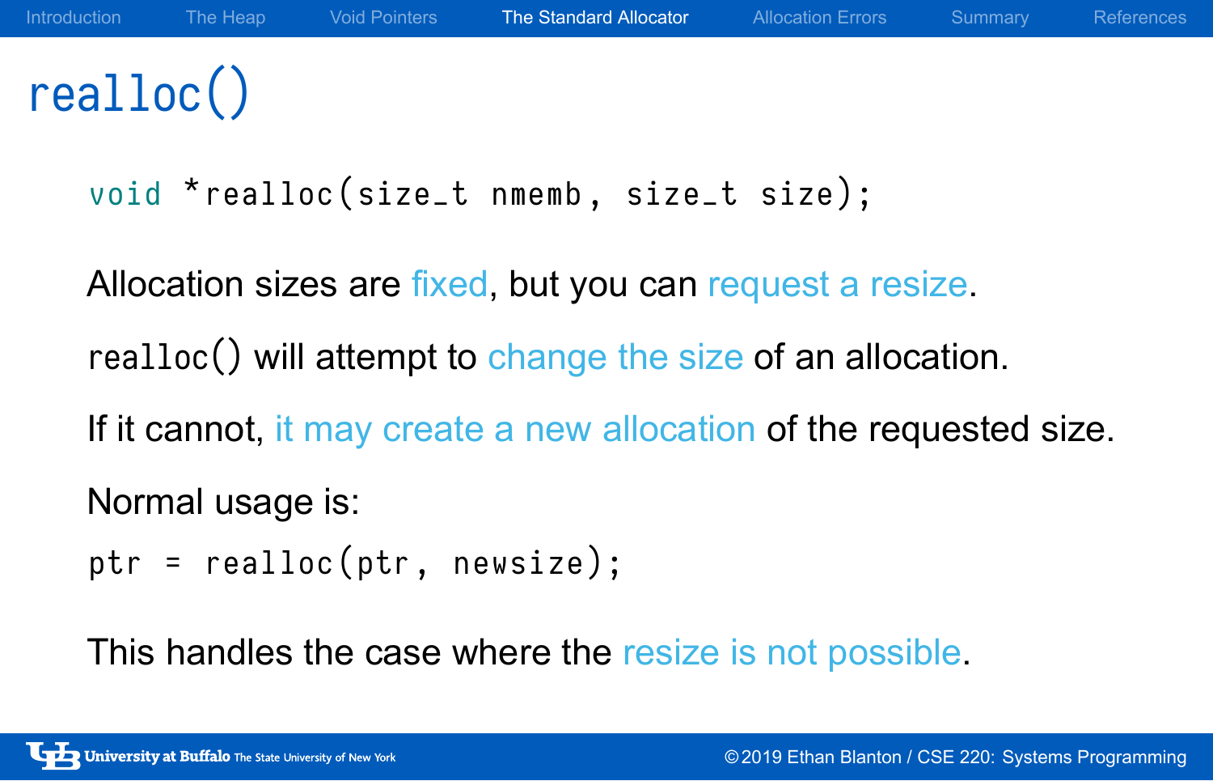# realloc()

```
void *realloc(size_t nmemb, size_t size);
```

Allocation sizes are fixed, but you can request a resize.

realloc() will attempt to change the size of an allocation.

If it cannot, it may create a new allocation of the requested size.

Normal usage is:

```
ptr = realloc(ptr, newsize);
```

This handles the case where the resize is not possible.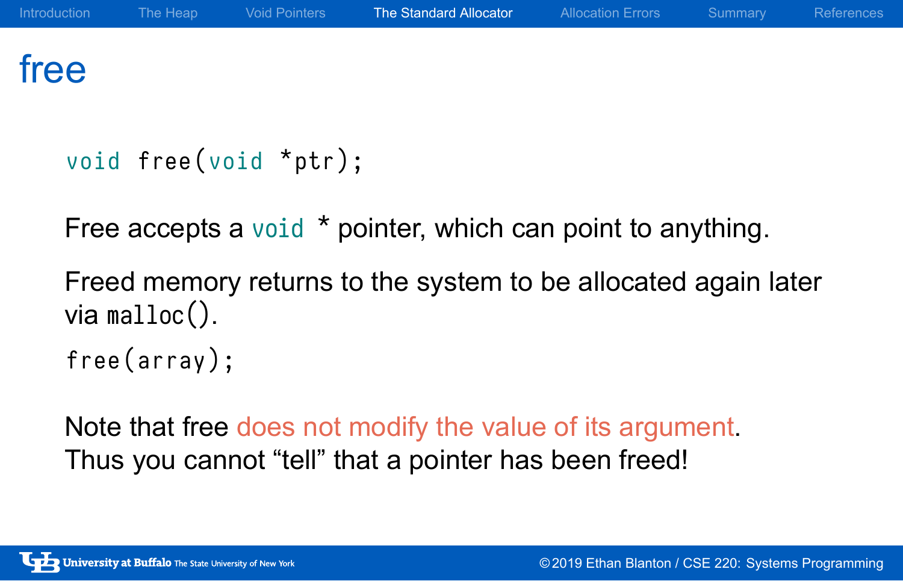# free

```
void free(void *ptr);
```

Free accepts a `void *` pointer, which can point to anything.

Freed memory returns to the system to be allocated again later via `malloc()`.

```
free(array);
```

Note that free does not modify the value of its argument. Thus you cannot “tell” that a pointer has been freed!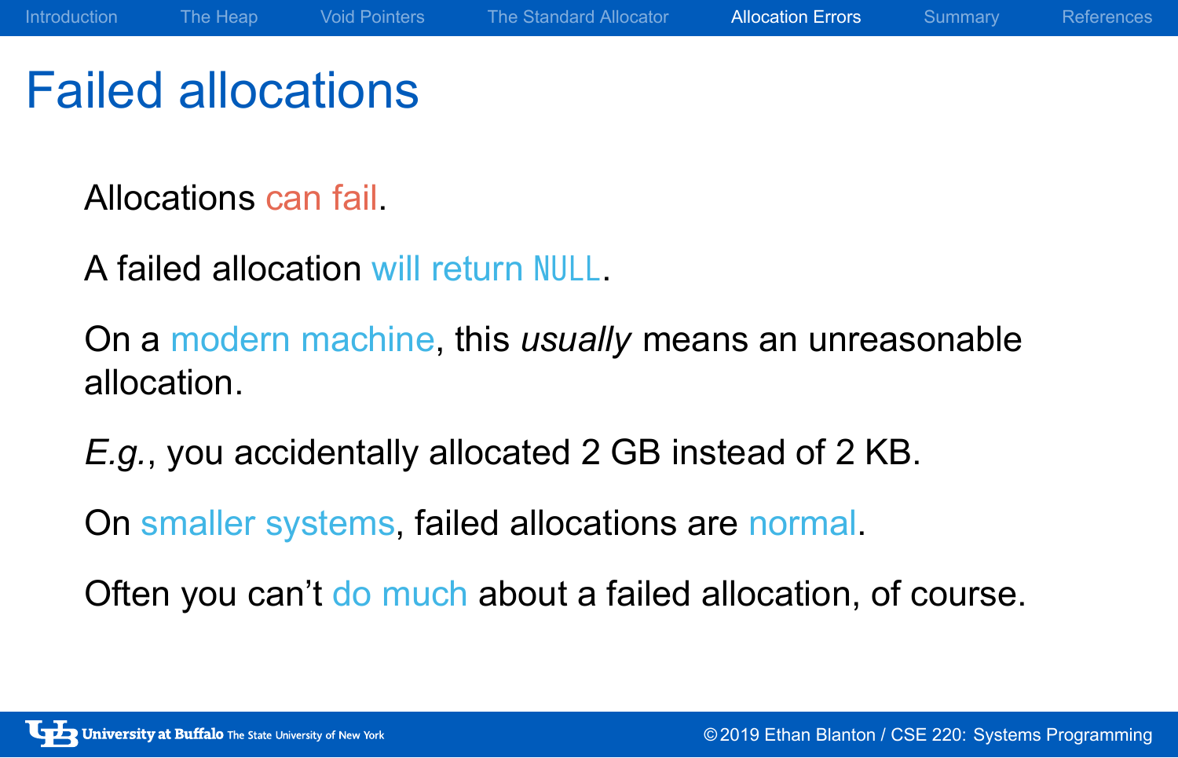# Failed allocations

Allocations can fail.

A failed allocation will return `NULL`.

On a modern machine, this *usually* means an unreasonable allocation.

*E.g.*, you accidentally allocated 2 GB instead of 2 KB.

On smaller systems, failed allocations are normal.

Often you can't do much about a failed allocation, of course.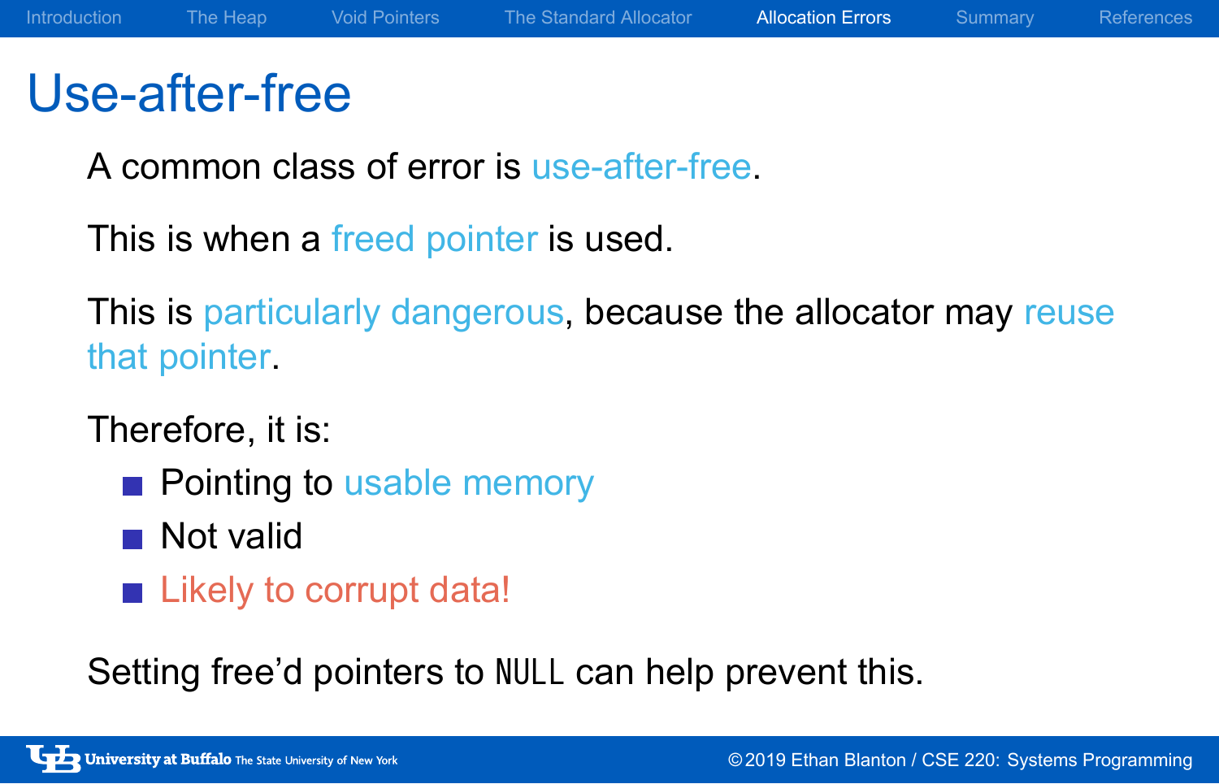# Use-after-free

A common class of error is use-after-free.

This is when a freed pointer is used.

This is particularly dangerous, because the allocator may reuse that pointer.

Therefore, it is:

- Pointing to usable memory
- Not valid
- Likely to corrupt data!

Setting free'd pointers to `NULL` can help prevent this.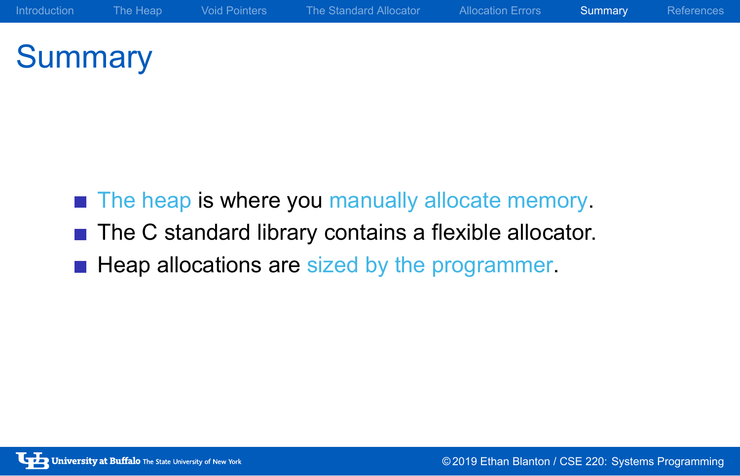# Summary

- The heap is where you manually allocate memory.
- The C standard library contains a flexible allocator.
- Heap allocations are sized by the programmer.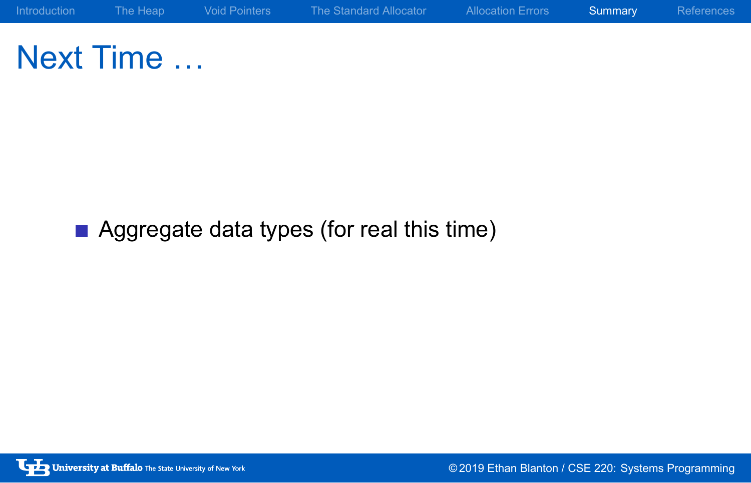# Next Time …

- Aggregate data types (for real this time)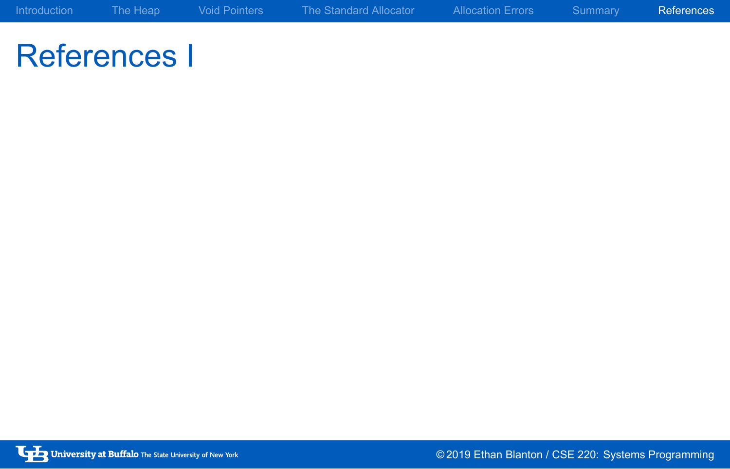# References I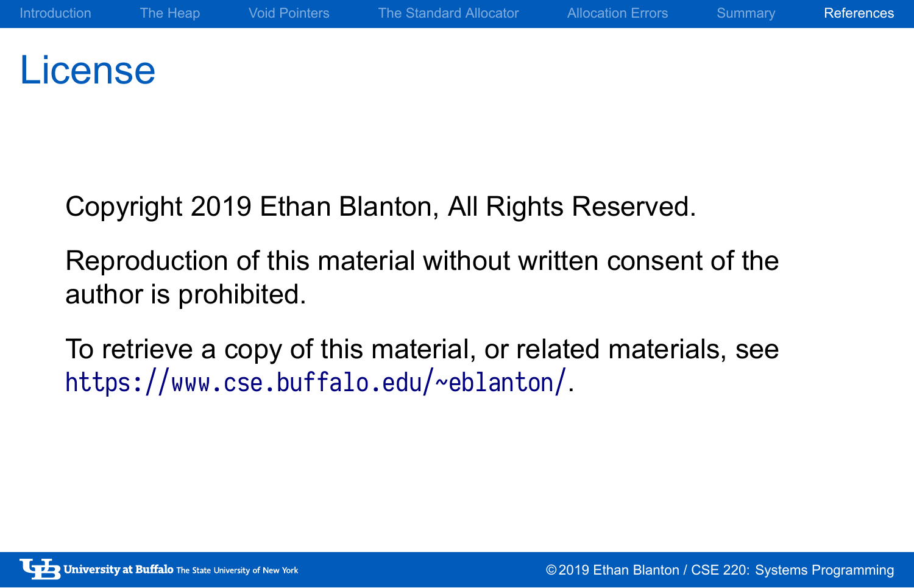# License

Copyright 2019 Ethan Blanton, All Rights Reserved.

Reproduction of this material without written consent of the author is prohibited.

To retrieve a copy of this material, or related materials, see `https://www.cse.buffalo.edu/~eblanton/`.